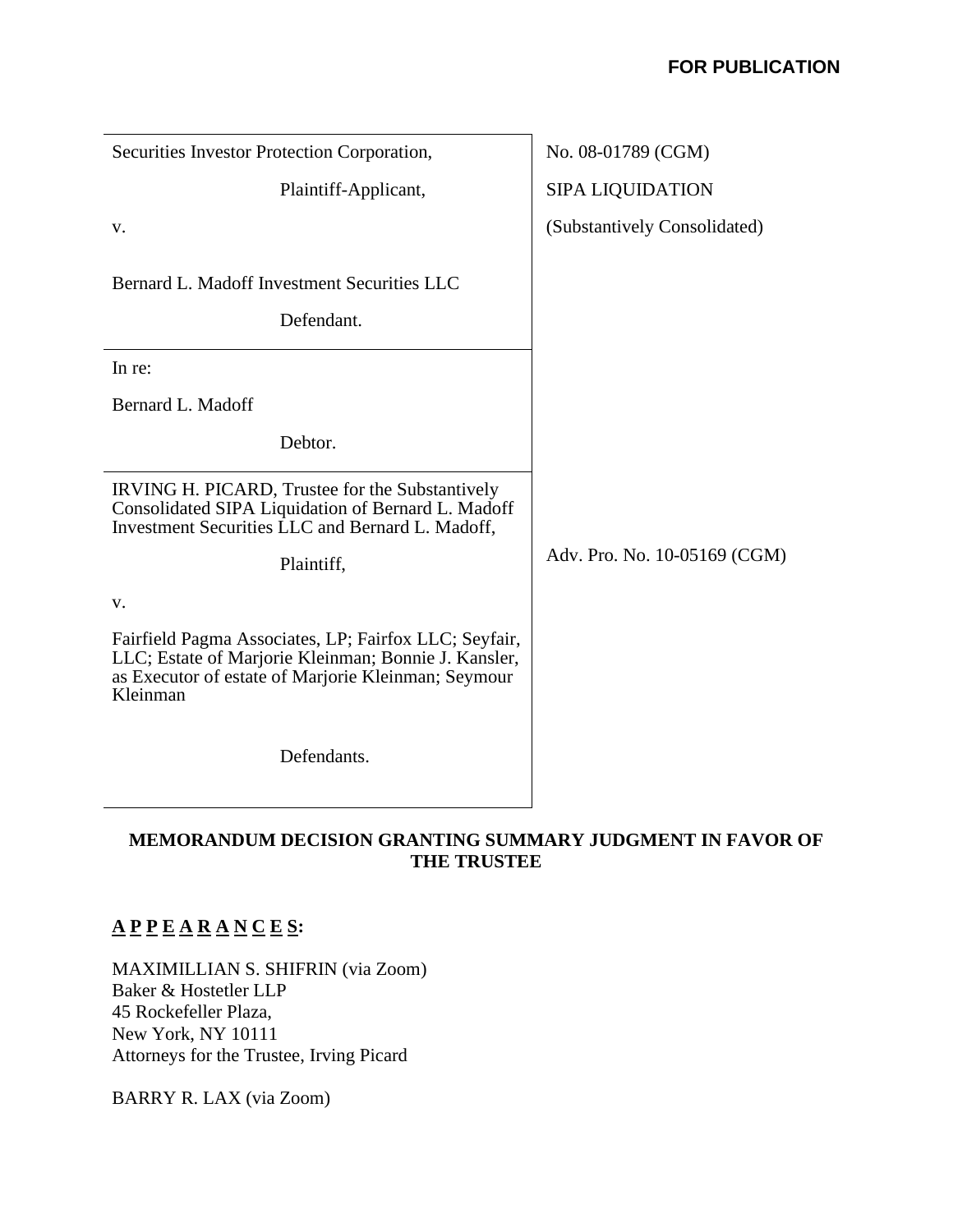**FOR PUBLICATION**

| | |
|---|---|
| Securities Investor Protection Corporation,<br><br>Plaintiff-Applicant,<br><br>v.<br><br>Bernard L. Madoff Investment Securities LLC<br><br>Defendant. | No. 08-01789 (CGM)<br><br>SIPA LIQUIDATION<br><br>(Substantively Consolidated) |
| In re:<br><br>Bernard L. Madoff<br><br>Debtor. | |
| IRVING H. PICARD, Trustee for the Substantively Consolidated SIPA Liquidation of Bernard L. Madoff Investment Securities LLC and Bernard L. Madoff,<br><br>Plaintiff,<br><br>v.<br><br>Fairfield Pagma Associates, LP; Fairfox LLC; Seyfair, LLC; Estate of Marjorie Kleinman; Bonnie J. Kansler, as Executor of estate of Marjorie Kleinman; Seymour Kleinman<br><br>Defendants. | Adv. Pro. No. 10-05169 (CGM) |

**MEMORANDUM DECISION GRANTING SUMMARY JUDGMENT IN FAVOR OF THE TRUSTEE**

**A P P E A R A N C E S:**

MAXIMILLIAN S. SHIFRIN (via Zoom)
Baker & Hostetler LLP
45 Rockefeller Plaza,
New York, NY 10111
Attorneys for the Trustee, Irving Picard

BARRY R. LAX (via Zoom)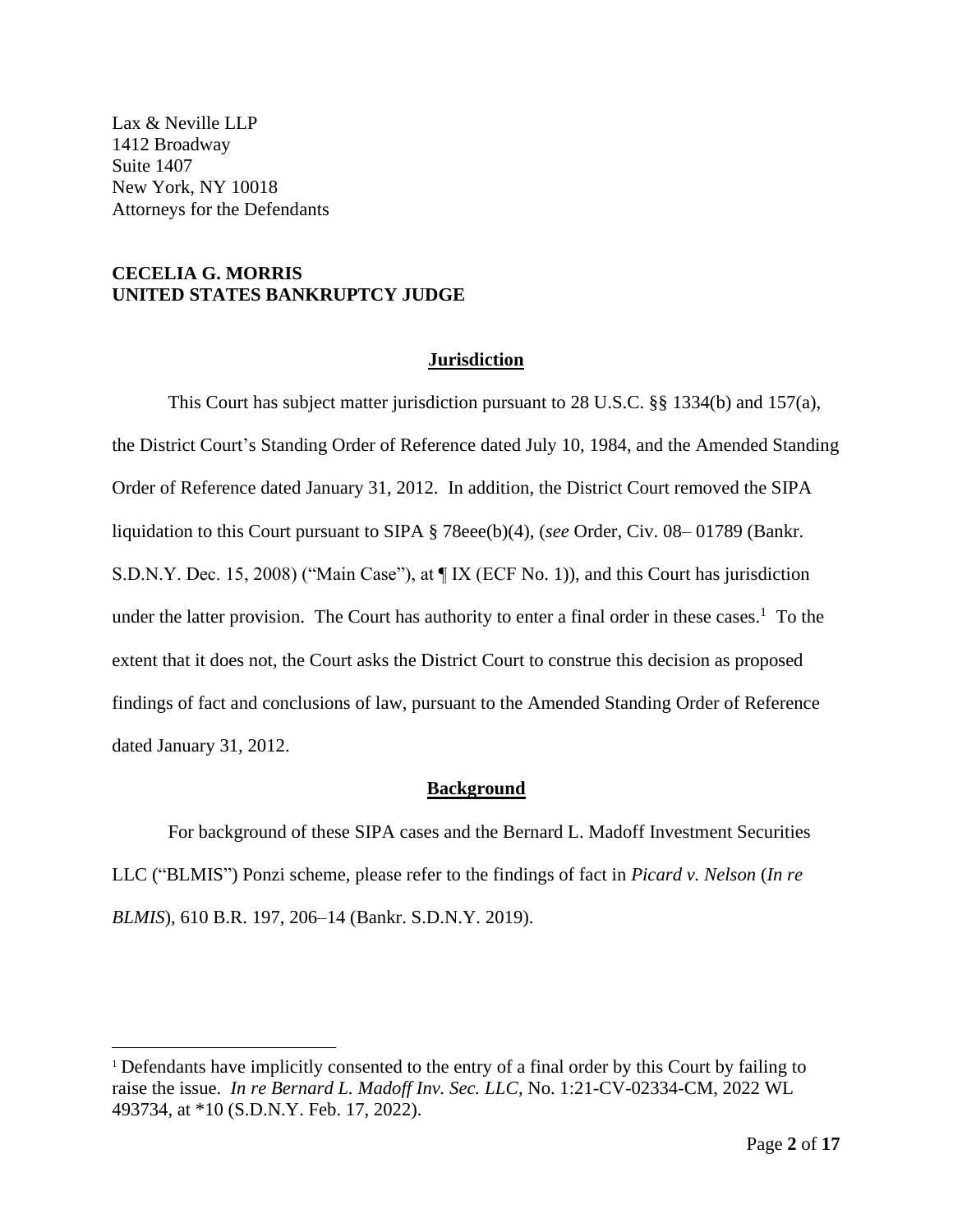Lax & Neville LLP
1412 Broadway
Suite 1407
New York, NY 10018
Attorneys for the Defendants

**CECELIA G. MORRIS**
**UNITED STATES BANKRUPTCY JUDGE**

## Jurisdiction

This Court has subject matter jurisdiction pursuant to 28 U.S.C. §§ 1334(b) and 157(a), the District Court's Standing Order of Reference dated July 10, 1984, and the Amended Standing Order of Reference dated January 31, 2012. In addition, the District Court removed the SIPA liquidation to this Court pursuant to SIPA § 78eee(b)(4), (*see* Order, Civ. 08– 01789 (Bankr. S.D.N.Y. Dec. 15, 2008) ("Main Case"), at ¶ IX (ECF No. 1)), and this Court has jurisdiction under the latter provision. The Court has authority to enter a final order in these cases.[1] To the extent that it does not, the Court asks the District Court to construe this decision as proposed findings of fact and conclusions of law, pursuant to the Amended Standing Order of Reference dated January 31, 2012.

## Background

For background of these SIPA cases and the Bernard L. Madoff Investment Securities LLC ("BLMIS") Ponzi scheme, please refer to the findings of fact in *Picard v. Nelson* (*In re BLMIS*), 610 B.R. 197, 206–14 (Bankr. S.D.N.Y. 2019).

---

[1] Defendants have implicitly consented to the entry of a final order by this Court by failing to raise the issue. *In re Bernard L. Madoff Inv. Sec. LLC*, No. 1:21-CV-02334-CM, 2022 WL 493734, at *10 (S.D.N.Y. Feb. 17, 2022).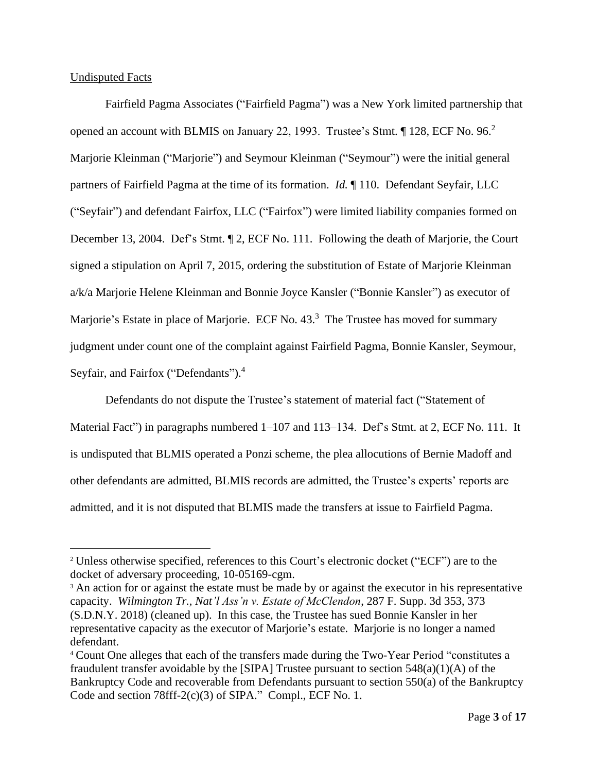Undisputed Facts

Fairfield Pagma Associates ("Fairfield Pagma") was a New York limited partnership that opened an account with BLMIS on January 22, 1993. Trustee's Stmt. ¶ 128, ECF No. 96.[2] Marjorie Kleinman ("Marjorie") and Seymour Kleinman ("Seymour") were the initial general partners of Fairfield Pagma at the time of its formation. *Id.* ¶ 110. Defendant Seyfair, LLC ("Seyfair") and defendant Fairfox, LLC ("Fairfox") were limited liability companies formed on December 13, 2004. Def's Stmt. ¶ 2, ECF No. 111. Following the death of Marjorie, the Court signed a stipulation on April 7, 2015, ordering the substitution of Estate of Marjorie Kleinman a/k/a Marjorie Helene Kleinman and Bonnie Joyce Kansler ("Bonnie Kansler") as executor of Marjorie's Estate in place of Marjorie. ECF No. 43.[3] The Trustee has moved for summary judgment under count one of the complaint against Fairfield Pagma, Bonnie Kansler, Seymour, Seyfair, and Fairfox ("Defendants").[4]

Defendants do not dispute the Trustee's statement of material fact ("Statement of Material Fact") in paragraphs numbered 1–107 and 113–134. Def's Stmt. at 2, ECF No. 111. It is undisputed that BLMIS operated a Ponzi scheme, the plea allocutions of Bernie Madoff and other defendants are admitted, BLMIS records are admitted, the Trustee's experts' reports are admitted, and it is not disputed that BLMIS made the transfers at issue to Fairfield Pagma.

---

[2] Unless otherwise specified, references to this Court's electronic docket ("ECF") are to the docket of adversary proceeding, 10-05169-cgm.

[3] An action for or against the estate must be made by or against the executor in his representative capacity. *Wilmington Tr., Nat'l Ass'n v. Estate of McClendon*, 287 F. Supp. 3d 353, 373 (S.D.N.Y. 2018) (cleaned up). In this case, the Trustee has sued Bonnie Kansler in her representative capacity as the executor of Marjorie's estate. Marjorie is no longer a named defendant.

[4] Count One alleges that each of the transfers made during the Two-Year Period "constitutes a fraudulent transfer avoidable by the [SIPA] Trustee pursuant to section 548(a)(1)(A) of the Bankruptcy Code and recoverable from Defendants pursuant to section 550(a) of the Bankruptcy Code and section 78fff-2(c)(3) of SIPA." Compl., ECF No. 1.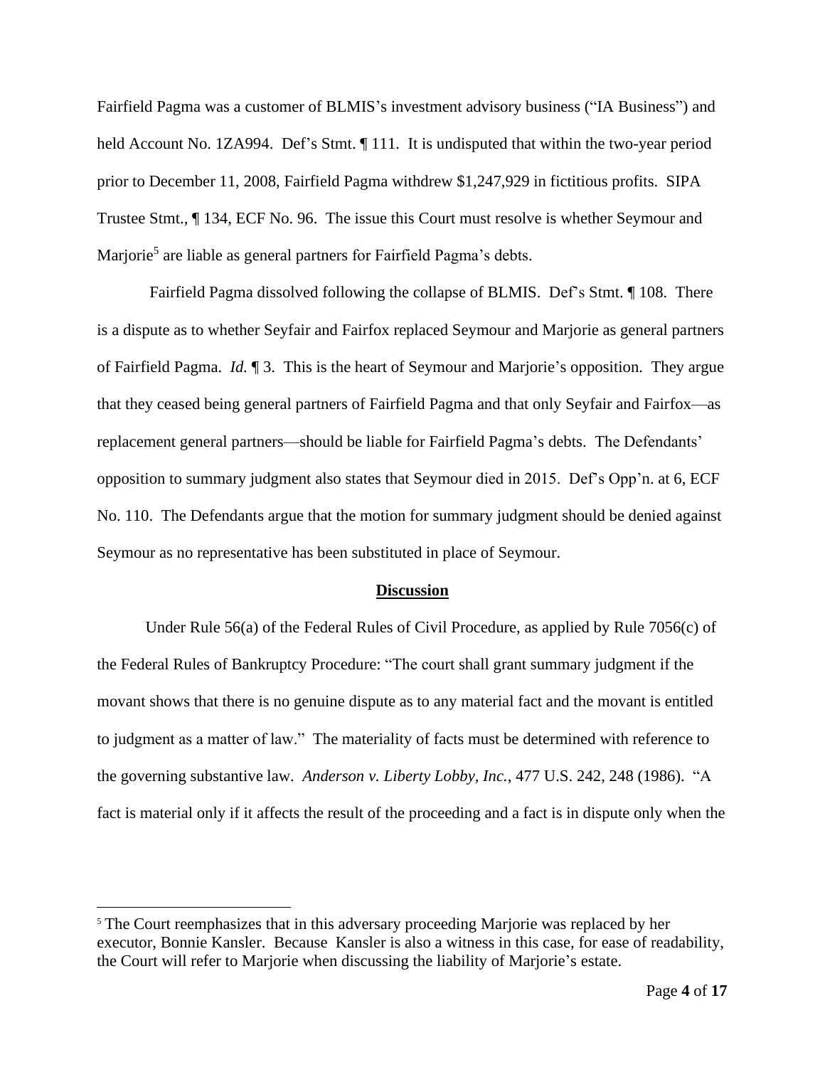Fairfield Pagma was a customer of BLMIS's investment advisory business ("IA Business") and held Account No. 1ZA994. Def's Stmt. ¶ 111. It is undisputed that within the two-year period prior to December 11, 2008, Fairfield Pagma withdrew $1,247,929 in fictitious profits. SIPA Trustee Stmt., ¶ 134, ECF No. 96. The issue this Court must resolve is whether Seymour and Marjorie[5] are liable as general partners for Fairfield Pagma's debts.

Fairfield Pagma dissolved following the collapse of BLMIS. Def's Stmt. ¶ 108. There is a dispute as to whether Seyfair and Fairfox replaced Seymour and Marjorie as general partners of Fairfield Pagma. *Id.* ¶ 3. This is the heart of Seymour and Marjorie's opposition. They argue that they ceased being general partners of Fairfield Pagma and that only Seyfair and Fairfox—as replacement general partners—should be liable for Fairfield Pagma's debts. The Defendants' opposition to summary judgment also states that Seymour died in 2015. Def's Opp'n. at 6, ECF No. 110. The Defendants argue that the motion for summary judgment should be denied against Seymour as no representative has been substituted in place of Seymour.

## Discussion

Under Rule 56(a) of the Federal Rules of Civil Procedure, as applied by Rule 7056(c) of the Federal Rules of Bankruptcy Procedure: "The court shall grant summary judgment if the movant shows that there is no genuine dispute as to any material fact and the movant is entitled to judgment as a matter of law." The materiality of facts must be determined with reference to the governing substantive law. *Anderson v. Liberty Lobby, Inc.*, 477 U.S. 242, 248 (1986). "A fact is material only if it affects the result of the proceeding and a fact is in dispute only when the

[5] The Court reemphasizes that in this adversary proceeding Marjorie was replaced by her executor, Bonnie Kansler. Because Kansler is also a witness in this case, for ease of readability, the Court will refer to Marjorie when discussing the liability of Marjorie's estate.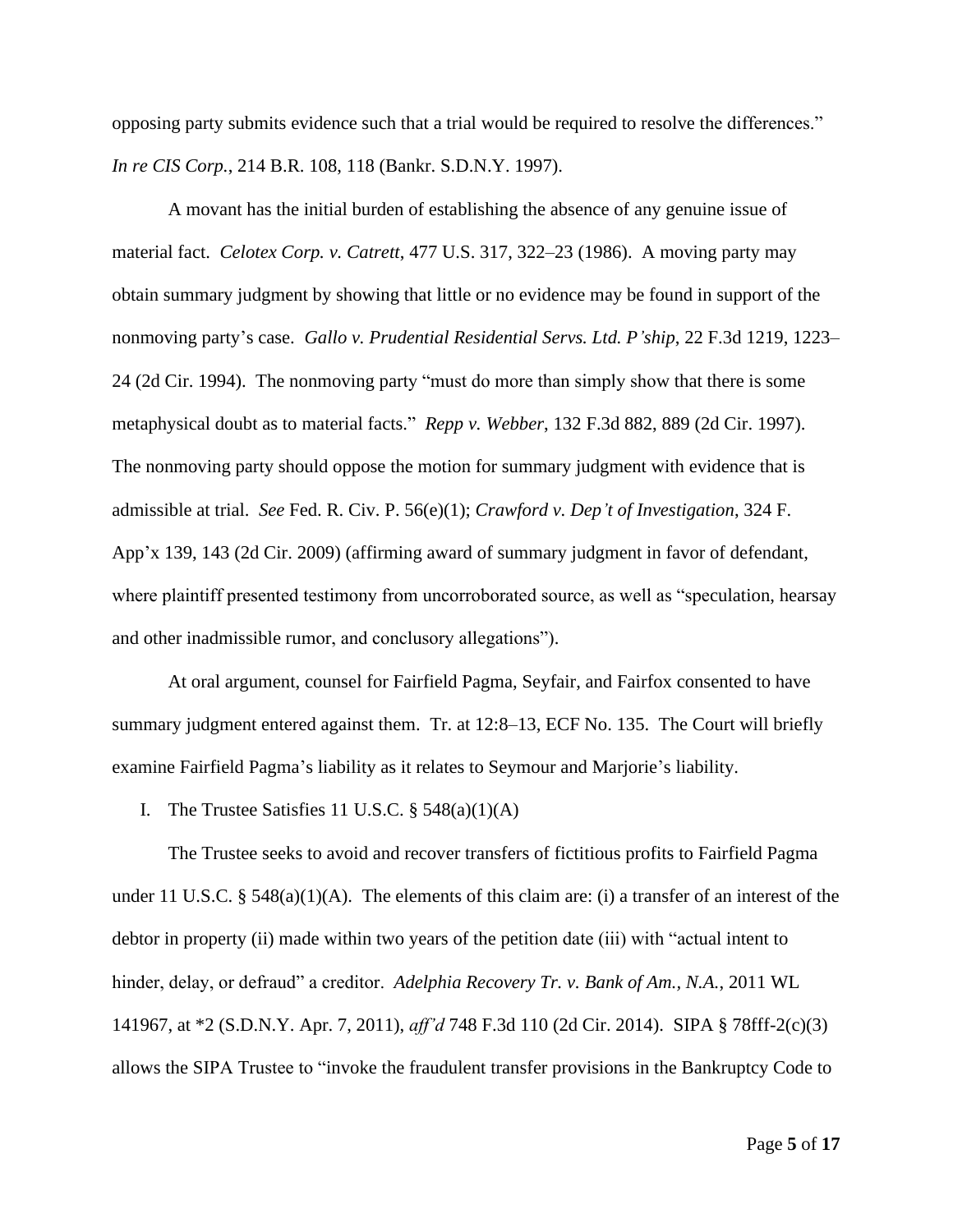opposing party submits evidence such that a trial would be required to resolve the differences." *In re CIS Corp.*, 214 B.R. 108, 118 (Bankr. S.D.N.Y. 1997).

A movant has the initial burden of establishing the absence of any genuine issue of material fact. *Celotex Corp. v. Catrett*, 477 U.S. 317, 322–23 (1986). A moving party may obtain summary judgment by showing that little or no evidence may be found in support of the nonmoving party's case. *Gallo v. Prudential Residential Servs. Ltd. P'ship*, 22 F.3d 1219, 1223–24 (2d Cir. 1994). The nonmoving party "must do more than simply show that there is some metaphysical doubt as to material facts." *Repp v. Webber*, 132 F.3d 882, 889 (2d Cir. 1997). The nonmoving party should oppose the motion for summary judgment with evidence that is admissible at trial. *See* Fed. R. Civ. P. 56(e)(1); *Crawford v. Dep't of Investigation*, 324 F. App'x 139, 143 (2d Cir. 2009) (affirming award of summary judgment in favor of defendant, where plaintiff presented testimony from uncorroborated source, as well as "speculation, hearsay and other inadmissible rumor, and conclusory allegations").

At oral argument, counsel for Fairfield Pagma, Seyfair, and Fairfox consented to have summary judgment entered against them. Tr. at 12:8–13, ECF No. 135. The Court will briefly examine Fairfield Pagma's liability as it relates to Seymour and Marjorie's liability.

I. The Trustee Satisfies 11 U.S.C. § 548(a)(1)(A)

The Trustee seeks to avoid and recover transfers of fictitious profits to Fairfield Pagma under 11 U.S.C. § 548(a)(1)(A). The elements of this claim are: (i) a transfer of an interest of the debtor in property (ii) made within two years of the petition date (iii) with "actual intent to hinder, delay, or defraud" a creditor. *Adelphia Recovery Tr. v. Bank of Am., N.A.*, 2011 WL 141967, at *2 (S.D.N.Y. Apr. 7, 2011), *aff'd* 748 F.3d 110 (2d Cir. 2014). SIPA § 78fff-2(c)(3) allows the SIPA Trustee to "invoke the fraudulent transfer provisions in the Bankruptcy Code to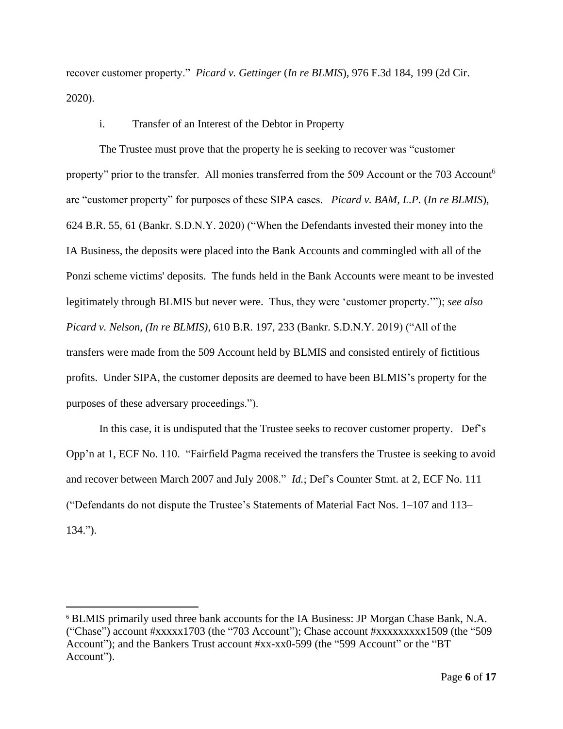recover customer property." *Picard v. Gettinger* (*In re BLMIS*), 976 F.3d 184, 199 (2d Cir. 2020).

i. Transfer of an Interest of the Debtor in Property

The Trustee must prove that the property he is seeking to recover was "customer property" prior to the transfer. All monies transferred from the 509 Account or the 703 Account[6] are "customer property" for purposes of these SIPA cases. *Picard v. BAM, L.P.* (*In re BLMIS*), 624 B.R. 55, 61 (Bankr. S.D.N.Y. 2020) ("When the Defendants invested their money into the IA Business, the deposits were placed into the Bank Accounts and commingled with all of the Ponzi scheme victims' deposits. The funds held in the Bank Accounts were meant to be invested legitimately through BLMIS but never were. Thus, they were 'customer property.'"); *see also Picard v. Nelson, (In re BLMIS)*, 610 B.R. 197, 233 (Bankr. S.D.N.Y. 2019) ("All of the transfers were made from the 509 Account held by BLMIS and consisted entirely of fictitious profits. Under SIPA, the customer deposits are deemed to have been BLMIS's property for the purposes of these adversary proceedings.").

In this case, it is undisputed that the Trustee seeks to recover customer property. Def's Opp'n at 1, ECF No. 110. "Fairfield Pagma received the transfers the Trustee is seeking to avoid and recover between March 2007 and July 2008." *Id.*; Def's Counter Stmt. at 2, ECF No. 111 ("Defendants do not dispute the Trustee's Statements of Material Fact Nos. 1–107 and 113–134.").

[6] BLMIS primarily used three bank accounts for the IA Business: JP Morgan Chase Bank, N.A. ("Chase") account #xxxxx1703 (the "703 Account"); Chase account #xxxxxxxxx1509 (the "509 Account"); and the Bankers Trust account #xx-xx0-599 (the "599 Account" or the "BT Account").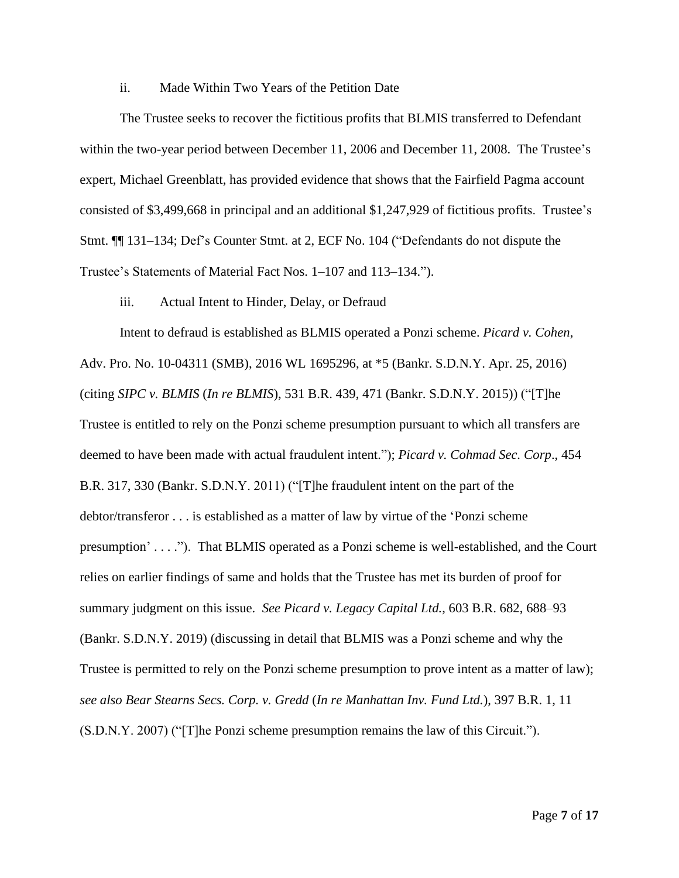ii. Made Within Two Years of the Petition Date

The Trustee seeks to recover the fictitious profits that BLMIS transferred to Defendant within the two-year period between December 11, 2006 and December 11, 2008. The Trustee's expert, Michael Greenblatt, has provided evidence that shows that the Fairfield Pagma account consisted of $3,499,668 in principal and an additional $1,247,929 of fictitious profits. Trustee's Stmt. ¶¶ 131–134; Def's Counter Stmt. at 2, ECF No. 104 ("Defendants do not dispute the Trustee's Statements of Material Fact Nos. 1–107 and 113–134.").

iii. Actual Intent to Hinder, Delay, or Defraud

Intent to defraud is established as BLMIS operated a Ponzi scheme. *Picard v. Cohen*, Adv. Pro. No. 10-04311 (SMB), 2016 WL 1695296, at *5 (Bankr. S.D.N.Y. Apr. 25, 2016) (citing *SIPC v. BLMIS* (*In re BLMIS*), 531 B.R. 439, 471 (Bankr. S.D.N.Y. 2015)) ("[T]he Trustee is entitled to rely on the Ponzi scheme presumption pursuant to which all transfers are deemed to have been made with actual fraudulent intent."); *Picard v. Cohmad Sec. Corp*., 454 B.R. 317, 330 (Bankr. S.D.N.Y. 2011) ("[T]he fraudulent intent on the part of the debtor/transferor . . . is established as a matter of law by virtue of the 'Ponzi scheme presumption' . . . ."). That BLMIS operated as a Ponzi scheme is well-established, and the Court relies on earlier findings of same and holds that the Trustee has met its burden of proof for summary judgment on this issue. *See Picard v. Legacy Capital Ltd.*, 603 B.R. 682, 688–93 (Bankr. S.D.N.Y. 2019) (discussing in detail that BLMIS was a Ponzi scheme and why the Trustee is permitted to rely on the Ponzi scheme presumption to prove intent as a matter of law); *see also Bear Stearns Secs. Corp. v. Gredd* (*In re Manhattan Inv. Fund Ltd.*), 397 B.R. 1, 11 (S.D.N.Y. 2007) ("[T]he Ponzi scheme presumption remains the law of this Circuit.").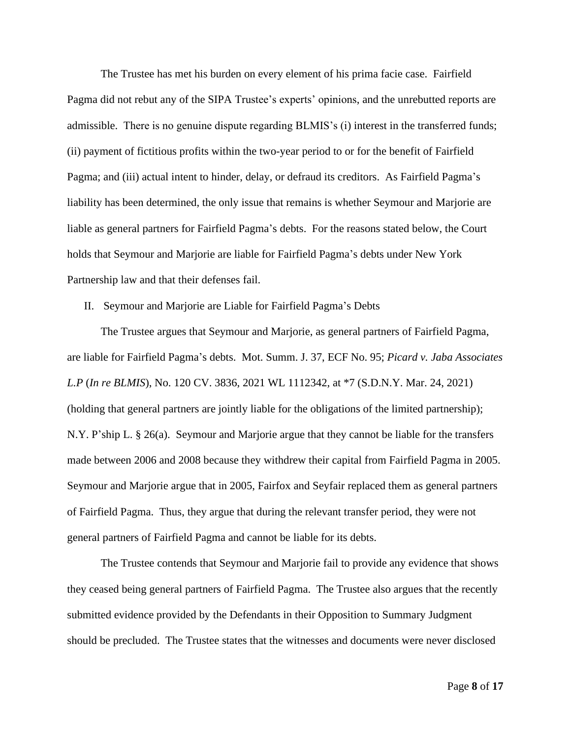The Trustee has met his burden on every element of his prima facie case. Fairfield Pagma did not rebut any of the SIPA Trustee's experts' opinions, and the unrebutted reports are admissible. There is no genuine dispute regarding BLMIS's (i) interest in the transferred funds; (ii) payment of fictitious profits within the two-year period to or for the benefit of Fairfield Pagma; and (iii) actual intent to hinder, delay, or defraud its creditors. As Fairfield Pagma's liability has been determined, the only issue that remains is whether Seymour and Marjorie are liable as general partners for Fairfield Pagma's debts. For the reasons stated below, the Court holds that Seymour and Marjorie are liable for Fairfield Pagma's debts under New York Partnership law and that their defenses fail.

## II. Seymour and Marjorie are Liable for Fairfield Pagma's Debts

The Trustee argues that Seymour and Marjorie, as general partners of Fairfield Pagma, are liable for Fairfield Pagma's debts. Mot. Summ. J. 37, ECF No. 95; *Picard v. Jaba Associates L.P* (*In re BLMIS*), No. 120 CV. 3836, 2021 WL 1112342, at *7 (S.D.N.Y. Mar. 24, 2021) (holding that general partners are jointly liable for the obligations of the limited partnership); N.Y. P'ship L. § 26(a). Seymour and Marjorie argue that they cannot be liable for the transfers made between 2006 and 2008 because they withdrew their capital from Fairfield Pagma in 2005. Seymour and Marjorie argue that in 2005, Fairfox and Seyfair replaced them as general partners of Fairfield Pagma. Thus, they argue that during the relevant transfer period, they were not general partners of Fairfield Pagma and cannot be liable for its debts.

The Trustee contends that Seymour and Marjorie fail to provide any evidence that shows they ceased being general partners of Fairfield Pagma. The Trustee also argues that the recently submitted evidence provided by the Defendants in their Opposition to Summary Judgment should be precluded. The Trustee states that the witnesses and documents were never disclosed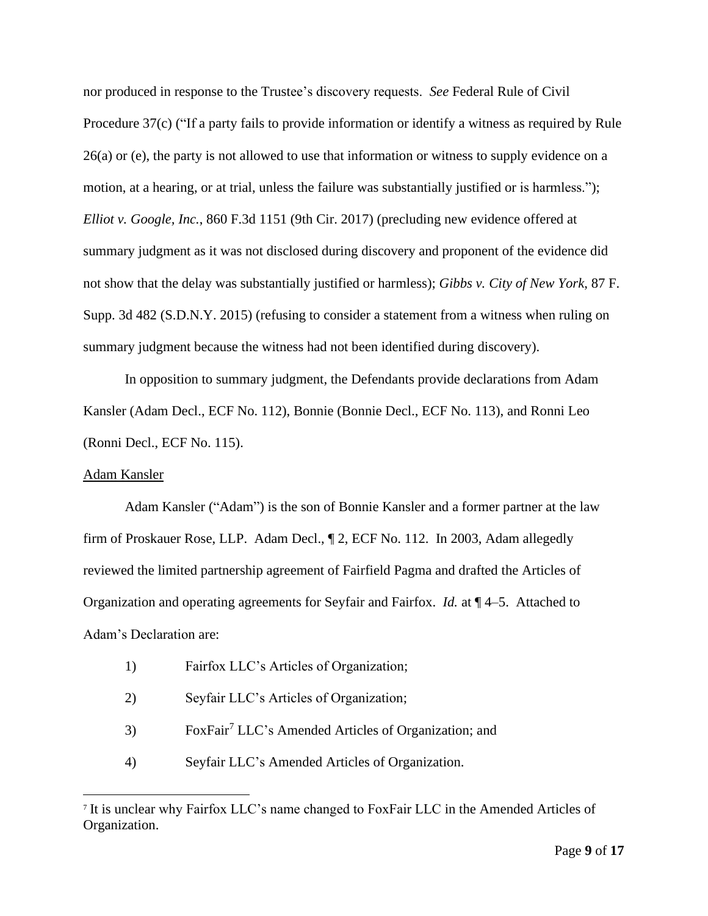nor produced in response to the Trustee's discovery requests. *See* Federal Rule of Civil Procedure 37(c) ("If a party fails to provide information or identify a witness as required by Rule 26(a) or (e), the party is not allowed to use that information or witness to supply evidence on a motion, at a hearing, or at trial, unless the failure was substantially justified or is harmless."); *Elliot v. Google, Inc.*, 860 F.3d 1151 (9th Cir. 2017) (precluding new evidence offered at summary judgment as it was not disclosed during discovery and proponent of the evidence did not show that the delay was substantially justified or harmless); *Gibbs v. City of New York*, 87 F. Supp. 3d 482 (S.D.N.Y. 2015) (refusing to consider a statement from a witness when ruling on summary judgment because the witness had not been identified during discovery).

In opposition to summary judgment, the Defendants provide declarations from Adam Kansler (Adam Decl., ECF No. 112), Bonnie (Bonnie Decl., ECF No. 113), and Ronni Leo (Ronni Decl., ECF No. 115).

<u>Adam Kansler</u>

Adam Kansler ("Adam") is the son of Bonnie Kansler and a former partner at the law firm of Proskauer Rose, LLP. Adam Decl., ¶ 2, ECF No. 112. In 2003, Adam allegedly reviewed the limited partnership agreement of Fairfield Pagma and drafted the Articles of Organization and operating agreements for Seyfair and Fairfox. *Id.* at ¶ 4–5. Attached to Adam's Declaration are:

1) Fairfox LLC's Articles of Organization;
2) Seyfair LLC's Articles of Organization;
3) FoxFair[7] LLC's Amended Articles of Organization; and
4) Seyfair LLC's Amended Articles of Organization.

---

[7] It is unclear why Fairfox LLC's name changed to FoxFair LLC in the Amended Articles of Organization.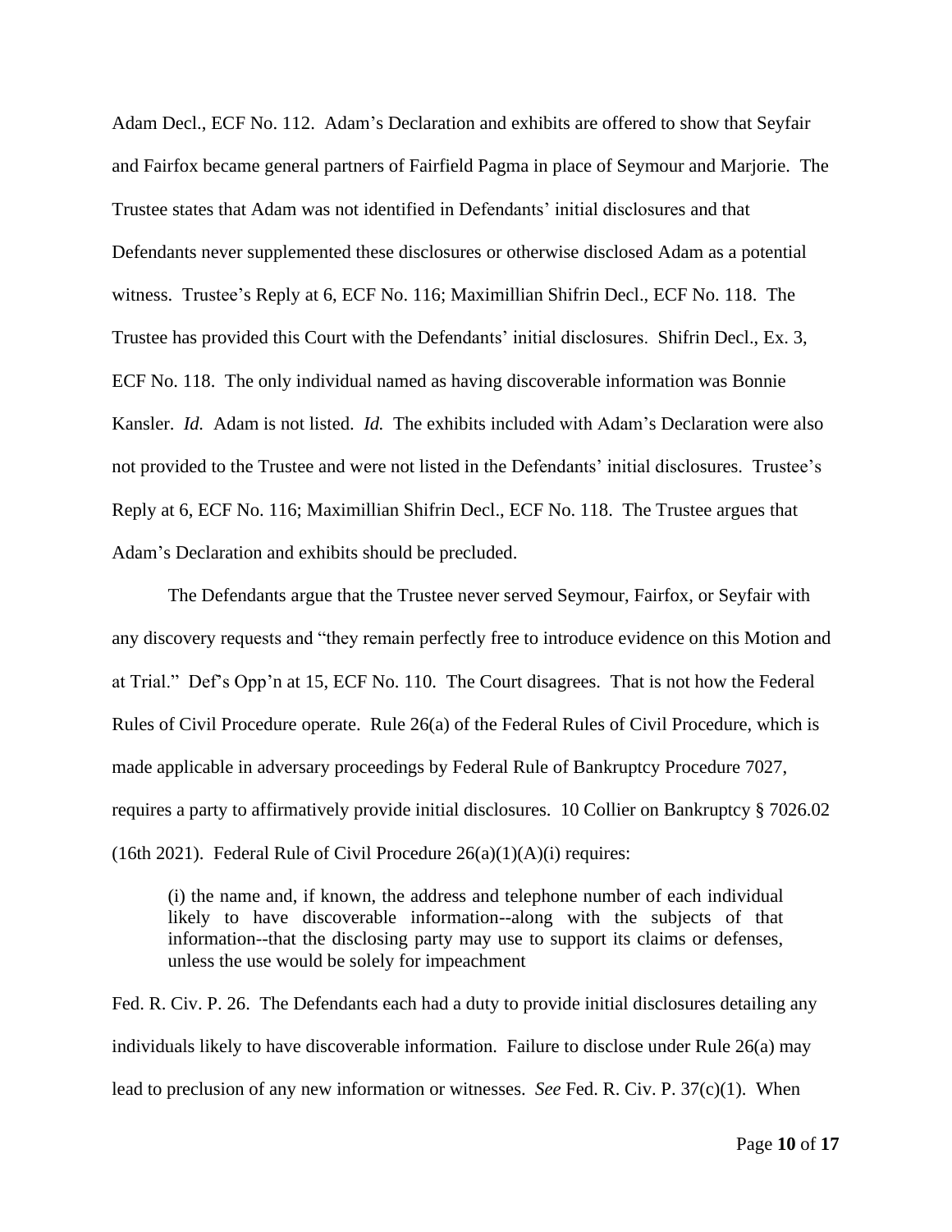Adam Decl., ECF No. 112. Adam's Declaration and exhibits are offered to show that Seyfair and Fairfox became general partners of Fairfield Pagma in place of Seymour and Marjorie. The Trustee states that Adam was not identified in Defendants' initial disclosures and that Defendants never supplemented these disclosures or otherwise disclosed Adam as a potential witness. Trustee's Reply at 6, ECF No. 116; Maximillian Shifrin Decl., ECF No. 118. The Trustee has provided this Court with the Defendants' initial disclosures. Shifrin Decl., Ex. 3, ECF No. 118. The only individual named as having discoverable information was Bonnie Kansler. *Id.* Adam is not listed. *Id.* The exhibits included with Adam's Declaration were also not provided to the Trustee and were not listed in the Defendants' initial disclosures. Trustee's Reply at 6, ECF No. 116; Maximillian Shifrin Decl., ECF No. 118. The Trustee argues that Adam's Declaration and exhibits should be precluded.

The Defendants argue that the Trustee never served Seymour, Fairfox, or Seyfair with any discovery requests and "they remain perfectly free to introduce evidence on this Motion and at Trial." Def's Opp'n at 15, ECF No. 110. The Court disagrees. That is not how the Federal Rules of Civil Procedure operate. Rule 26(a) of the Federal Rules of Civil Procedure, which is made applicable in adversary proceedings by Federal Rule of Bankruptcy Procedure 7027, requires a party to affirmatively provide initial disclosures. 10 Collier on Bankruptcy § 7026.02 (16th 2021). Federal Rule of Civil Procedure 26(a)(1)(A)(i) requires:

> (i) the name and, if known, the address and telephone number of each individual likely to have discoverable information--along with the subjects of that information--that the disclosing party may use to support its claims or defenses, unless the use would be solely for impeachment

Fed. R. Civ. P. 26. The Defendants each had a duty to provide initial disclosures detailing any individuals likely to have discoverable information. Failure to disclose under Rule 26(a) may lead to preclusion of any new information or witnesses. *See* Fed. R. Civ. P. 37(c)(1). When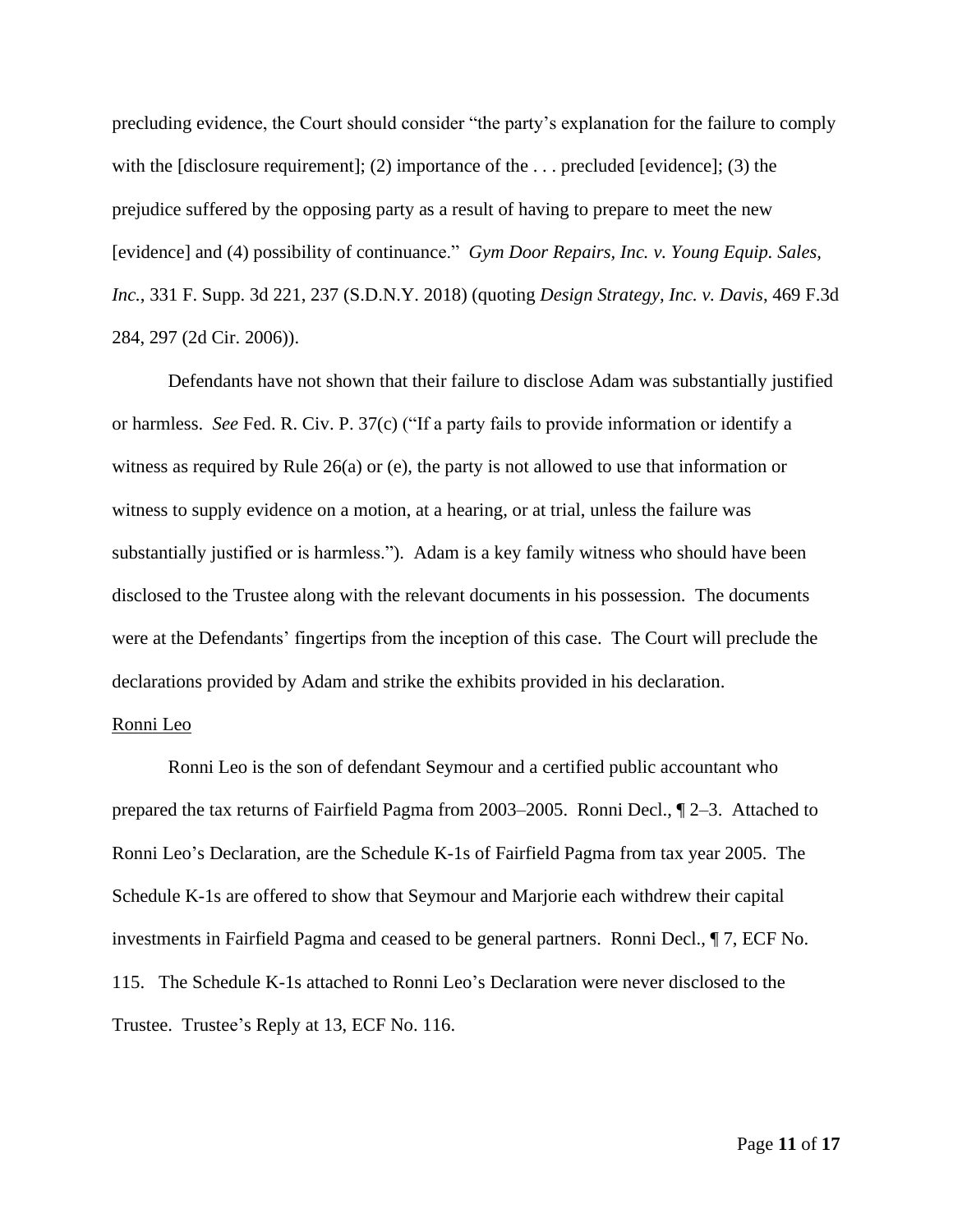precluding evidence, the Court should consider "the party's explanation for the failure to comply with the [disclosure requirement]; (2) importance of the . . . precluded [evidence]; (3) the prejudice suffered by the opposing party as a result of having to prepare to meet the new [evidence] and (4) possibility of continuance." *Gym Door Repairs, Inc. v. Young Equip. Sales, Inc.*, 331 F. Supp. 3d 221, 237 (S.D.N.Y. 2018) (quoting *Design Strategy, Inc. v. Davis*, 469 F.3d 284, 297 (2d Cir. 2006)).

Defendants have not shown that their failure to disclose Adam was substantially justified or harmless. *See* Fed. R. Civ. P. 37(c) ("If a party fails to provide information or identify a witness as required by Rule 26(a) or (e), the party is not allowed to use that information or witness to supply evidence on a motion, at a hearing, or at trial, unless the failure was substantially justified or is harmless."). Adam is a key family witness who should have been disclosed to the Trustee along with the relevant documents in his possession. The documents were at the Defendants' fingertips from the inception of this case. The Court will preclude the declarations provided by Adam and strike the exhibits provided in his declaration.

<u>Ronni Leo</u>

Ronni Leo is the son of defendant Seymour and a certified public accountant who prepared the tax returns of Fairfield Pagma from 2003–2005. Ronni Decl., ¶ 2–3. Attached to Ronni Leo's Declaration, are the Schedule K-1s of Fairfield Pagma from tax year 2005. The Schedule K-1s are offered to show that Seymour and Marjorie each withdrew their capital investments in Fairfield Pagma and ceased to be general partners. Ronni Decl., ¶ 7, ECF No. 115. The Schedule K-1s attached to Ronni Leo's Declaration were never disclosed to the Trustee. Trustee's Reply at 13, ECF No. 116.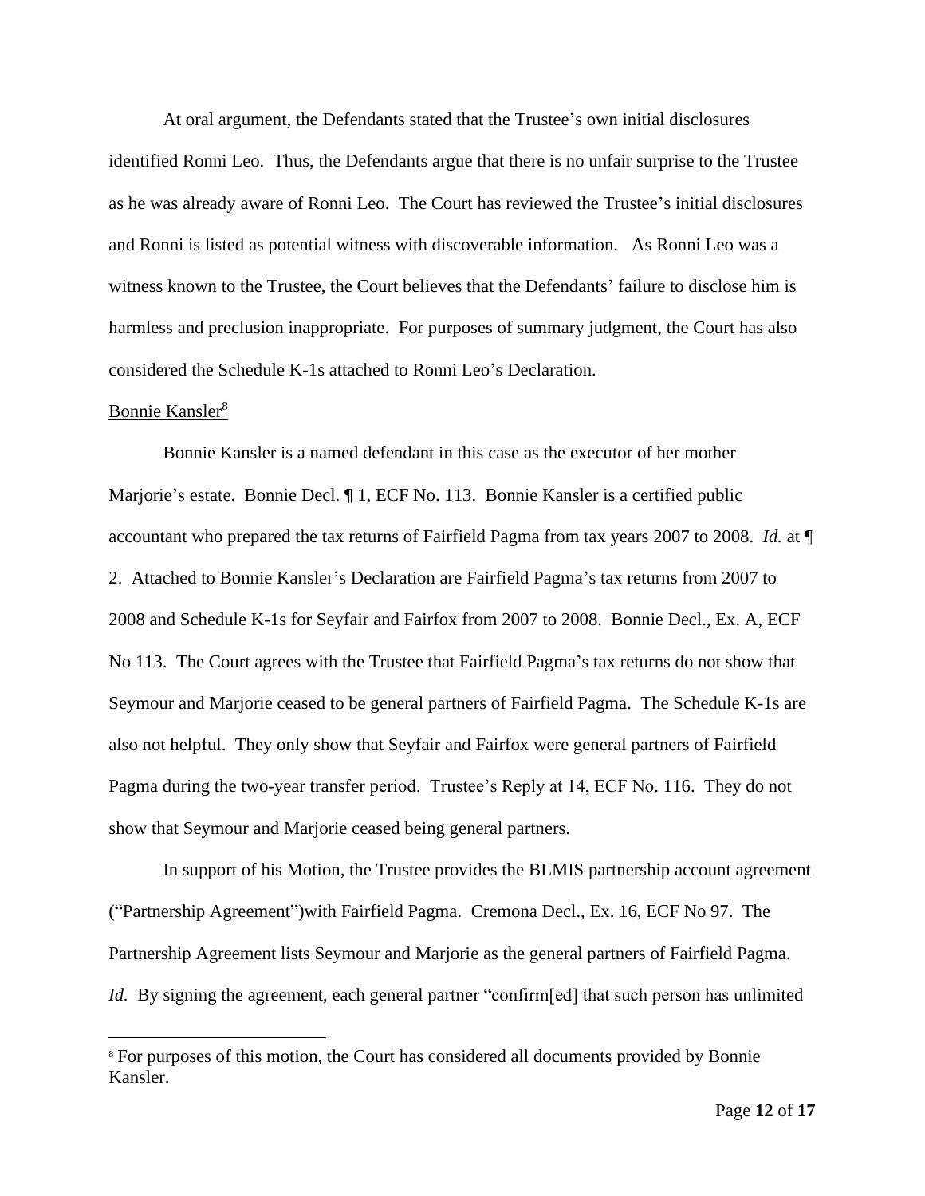At oral argument, the Defendants stated that the Trustee's own initial disclosures identified Ronni Leo. Thus, the Defendants argue that there is no unfair surprise to the Trustee as he was already aware of Ronni Leo. The Court has reviewed the Trustee's initial disclosures and Ronni is listed as potential witness with discoverable information. As Ronni Leo was a witness known to the Trustee, the Court believes that the Defendants' failure to disclose him is harmless and preclusion inappropriate. For purposes of summary judgment, the Court has also considered the Schedule K-1s attached to Ronni Leo's Declaration.

<u>Bonnie Kansler</u>[8]

Bonnie Kansler is a named defendant in this case as the executor of her mother Marjorie's estate. Bonnie Decl. ¶ 1, ECF No. 113. Bonnie Kansler is a certified public accountant who prepared the tax returns of Fairfield Pagma from tax years 2007 to 2008. *Id.* at ¶ 2. Attached to Bonnie Kansler's Declaration are Fairfield Pagma's tax returns from 2007 to 2008 and Schedule K-1s for Seyfair and Fairfox from 2007 to 2008. Bonnie Decl., Ex. A, ECF No 113. The Court agrees with the Trustee that Fairfield Pagma's tax returns do not show that Seymour and Marjorie ceased to be general partners of Fairfield Pagma. The Schedule K-1s are also not helpful. They only show that Seyfair and Fairfox were general partners of Fairfield Pagma during the two-year transfer period. Trustee's Reply at 14, ECF No. 116. They do not show that Seymour and Marjorie ceased being general partners.

In support of his Motion, the Trustee provides the BLMIS partnership account agreement ("Partnership Agreement")with Fairfield Pagma. Cremona Decl., Ex. 16, ECF No 97. The Partnership Agreement lists Seymour and Marjorie as the general partners of Fairfield Pagma. *Id.* By signing the agreement, each general partner "confirm[ed] that such person has unlimited

[8] For purposes of this motion, the Court has considered all documents provided by Bonnie Kansler.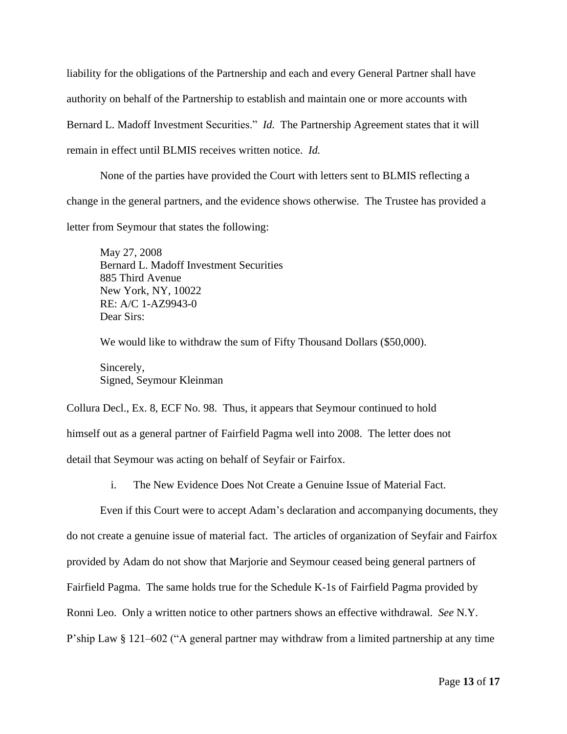liability for the obligations of the Partnership and each and every General Partner shall have authority on behalf of the Partnership to establish and maintain one or more accounts with Bernard L. Madoff Investment Securities." *Id.* The Partnership Agreement states that it will remain in effect until BLMIS receives written notice. *Id.*

None of the parties have provided the Court with letters sent to BLMIS reflecting a change in the general partners, and the evidence shows otherwise. The Trustee has provided a letter from Seymour that states the following:

> May 27, 2008
> Bernard L. Madoff Investment Securities
> 885 Third Avenue
> New York, NY, 10022
> RE: A/C 1-AZ9943-0
> Dear Sirs:
>
> We would like to withdraw the sum of Fifty Thousand Dollars ($50,000).
>
> Sincerely,
> Signed, Seymour Kleinman

Collura Decl., Ex. 8, ECF No. 98. Thus, it appears that Seymour continued to hold himself out as a general partner of Fairfield Pagma well into 2008. The letter does not detail that Seymour was acting on behalf of Seyfair or Fairfox.

i. The New Evidence Does Not Create a Genuine Issue of Material Fact.

Even if this Court were to accept Adam's declaration and accompanying documents, they do not create a genuine issue of material fact. The articles of organization of Seyfair and Fairfox provided by Adam do not show that Marjorie and Seymour ceased being general partners of Fairfield Pagma. The same holds true for the Schedule K-1s of Fairfield Pagma provided by Ronni Leo. Only a written notice to other partners shows an effective withdrawal. *See* N.Y. P'ship Law § 121–602 ("A general partner may withdraw from a limited partnership at any time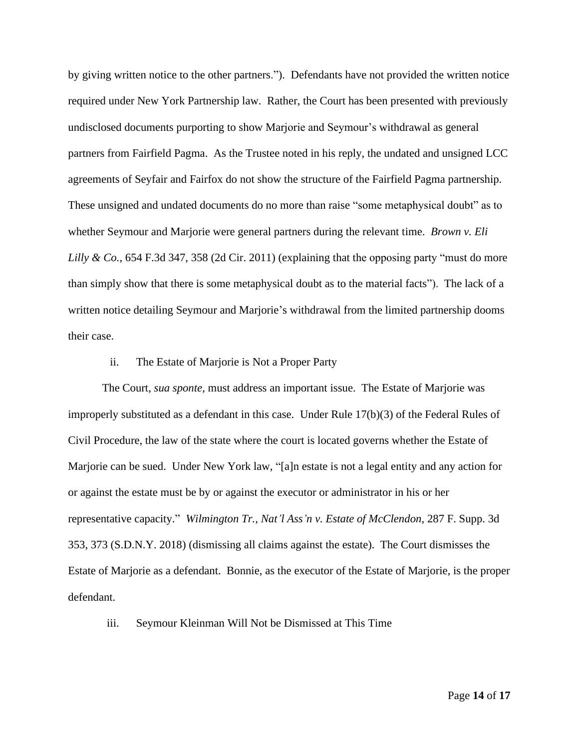by giving written notice to the other partners."). Defendants have not provided the written notice required under New York Partnership law. Rather, the Court has been presented with previously undisclosed documents purporting to show Marjorie and Seymour's withdrawal as general partners from Fairfield Pagma. As the Trustee noted in his reply, the undated and unsigned LCC agreements of Seyfair and Fairfox do not show the structure of the Fairfield Pagma partnership. These unsigned and undated documents do no more than raise "some metaphysical doubt" as to whether Seymour and Marjorie were general partners during the relevant time. *Brown v. Eli Lilly & Co.*, 654 F.3d 347, 358 (2d Cir. 2011) (explaining that the opposing party "must do more than simply show that there is some metaphysical doubt as to the material facts"). The lack of a written notice detailing Seymour and Marjorie's withdrawal from the limited partnership dooms their case.

ii. The Estate of Marjorie is Not a Proper Party

The Court, *sua sponte*, must address an important issue. The Estate of Marjorie was improperly substituted as a defendant in this case. Under Rule 17(b)(3) of the Federal Rules of Civil Procedure, the law of the state where the court is located governs whether the Estate of Marjorie can be sued. Under New York law, "[a]n estate is not a legal entity and any action for or against the estate must be by or against the executor or administrator in his or her representative capacity." *Wilmington Tr., Nat'l Ass'n v. Estate of McClendon*, 287 F. Supp. 3d 353, 373 (S.D.N.Y. 2018) (dismissing all claims against the estate). The Court dismisses the Estate of Marjorie as a defendant. Bonnie, as the executor of the Estate of Marjorie, is the proper defendant.

iii. Seymour Kleinman Will Not be Dismissed at This Time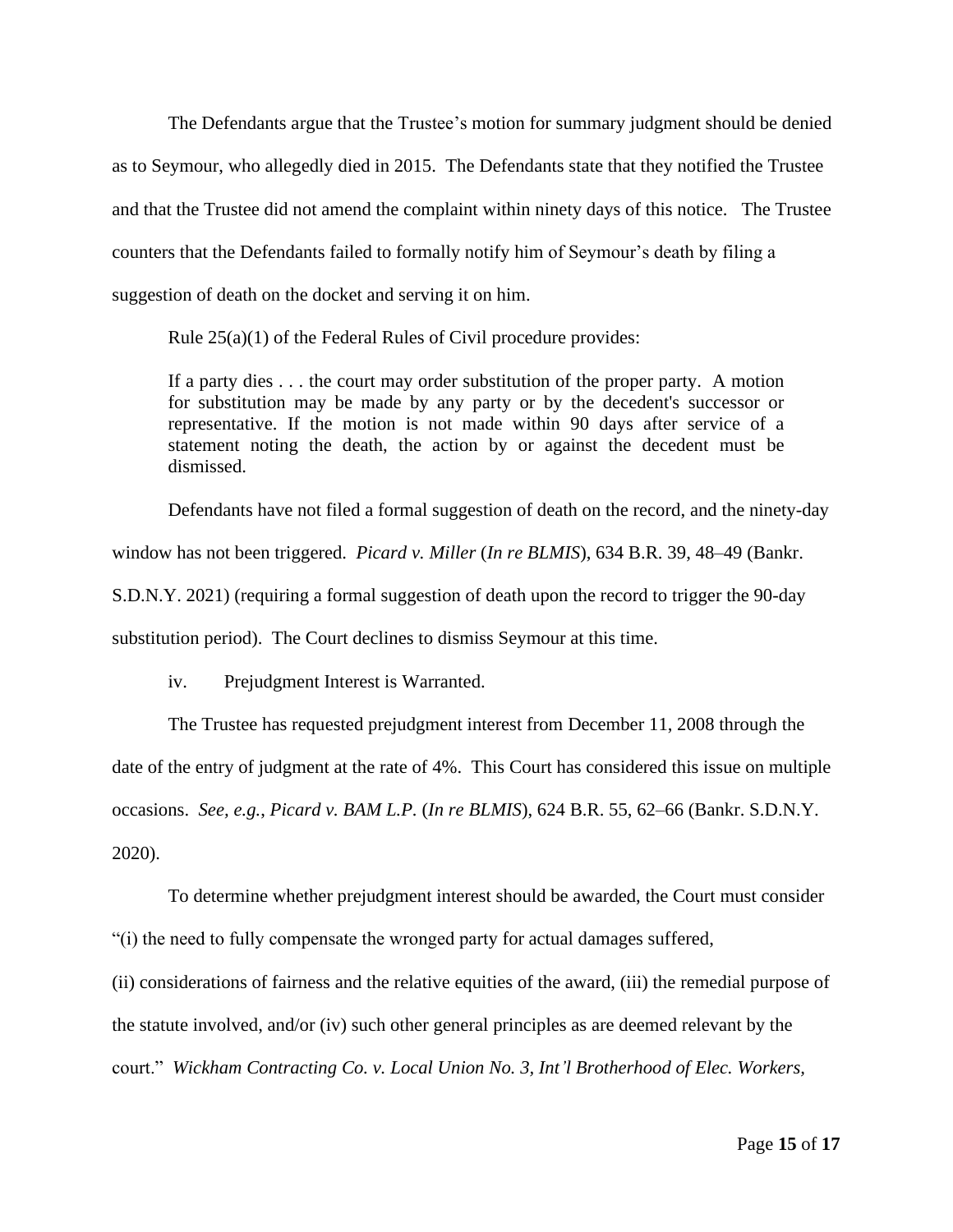The Defendants argue that the Trustee's motion for summary judgment should be denied as to Seymour, who allegedly died in 2015. The Defendants state that they notified the Trustee and that the Trustee did not amend the complaint within ninety days of this notice. The Trustee counters that the Defendants failed to formally notify him of Seymour's death by filing a suggestion of death on the docket and serving it on him.

Rule 25(a)(1) of the Federal Rules of Civil procedure provides:

> If a party dies . . . the court may order substitution of the proper party. A motion for substitution may be made by any party or by the decedent's successor or representative. If the motion is not made within 90 days after service of a statement noting the death, the action by or against the decedent must be dismissed.

Defendants have not filed a formal suggestion of death on the record, and the ninety-day window has not been triggered. *Picard v. Miller* (*In re BLMIS*), 634 B.R. 39, 48–49 (Bankr. S.D.N.Y. 2021) (requiring a formal suggestion of death upon the record to trigger the 90-day substitution period). The Court declines to dismiss Seymour at this time.

iv. Prejudgment Interest is Warranted.

The Trustee has requested prejudgment interest from December 11, 2008 through the date of the entry of judgment at the rate of 4%. This Court has considered this issue on multiple occasions. *See, e.g.*, *Picard v. BAM L.P.* (*In re BLMIS*), 624 B.R. 55, 62–66 (Bankr. S.D.N.Y. 2020).

To determine whether prejudgment interest should be awarded, the Court must consider "(i) the need to fully compensate the wronged party for actual damages suffered, (ii) considerations of fairness and the relative equities of the award, (iii) the remedial purpose of the statute involved, and/or (iv) such other general principles as are deemed relevant by the court." *Wickham Contracting Co. v. Local Union No. 3, Int'l Brotherhood of Elec. Workers,*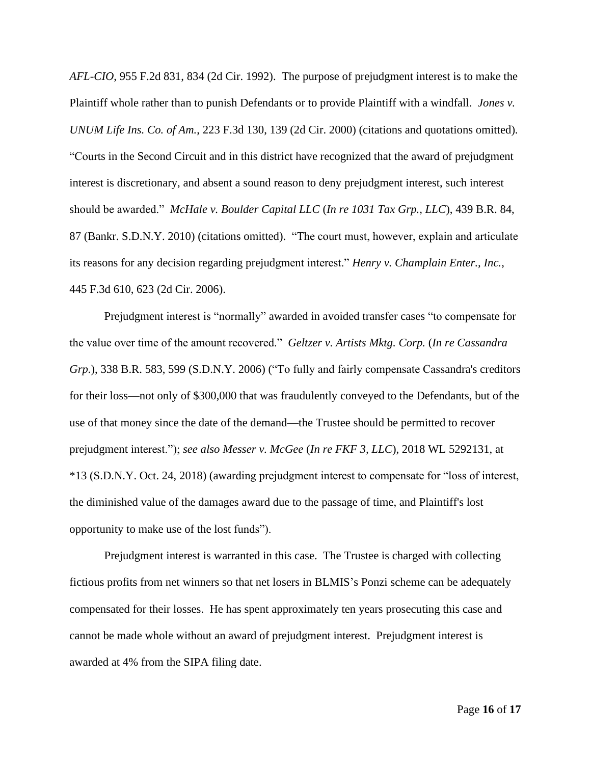*AFL-CIO*, 955 F.2d 831, 834 (2d Cir. 1992). The purpose of prejudgment interest is to make the Plaintiff whole rather than to punish Defendants or to provide Plaintiff with a windfall. *Jones v. UNUM Life Ins. Co. of Am.*, 223 F.3d 130, 139 (2d Cir. 2000) (citations and quotations omitted). "Courts in the Second Circuit and in this district have recognized that the award of prejudgment interest is discretionary, and absent a sound reason to deny prejudgment interest, such interest should be awarded." *McHale v. Boulder Capital LLC* (*In re 1031 Tax Grp., LLC*), 439 B.R. 84, 87 (Bankr. S.D.N.Y. 2010) (citations omitted). "The court must, however, explain and articulate its reasons for any decision regarding prejudgment interest." *Henry v. Champlain Enter., Inc.*, 445 F.3d 610, 623 (2d Cir. 2006).

Prejudgment interest is "normally" awarded in avoided transfer cases "to compensate for the value over time of the amount recovered." *Geltzer v. Artists Mktg. Corp.* (*In re Cassandra Grp.*), 338 B.R. 583, 599 (S.D.N.Y. 2006) ("To fully and fairly compensate Cassandra's creditors for their loss—not only of $300,000 that was fraudulently conveyed to the Defendants, but of the use of that money since the date of the demand—the Trustee should be permitted to recover prejudgment interest."); *see also Messer v. McGee* (*In re FKF 3, LLC*), 2018 WL 5292131, at *13 (S.D.N.Y. Oct. 24, 2018) (awarding prejudgment interest to compensate for "loss of interest, the diminished value of the damages award due to the passage of time, and Plaintiff's lost opportunity to make use of the lost funds").

Prejudgment interest is warranted in this case. The Trustee is charged with collecting fictious profits from net winners so that net losers in BLMIS's Ponzi scheme can be adequately compensated for their losses. He has spent approximately ten years prosecuting this case and cannot be made whole without an award of prejudgment interest. Prejudgment interest is awarded at 4% from the SIPA filing date.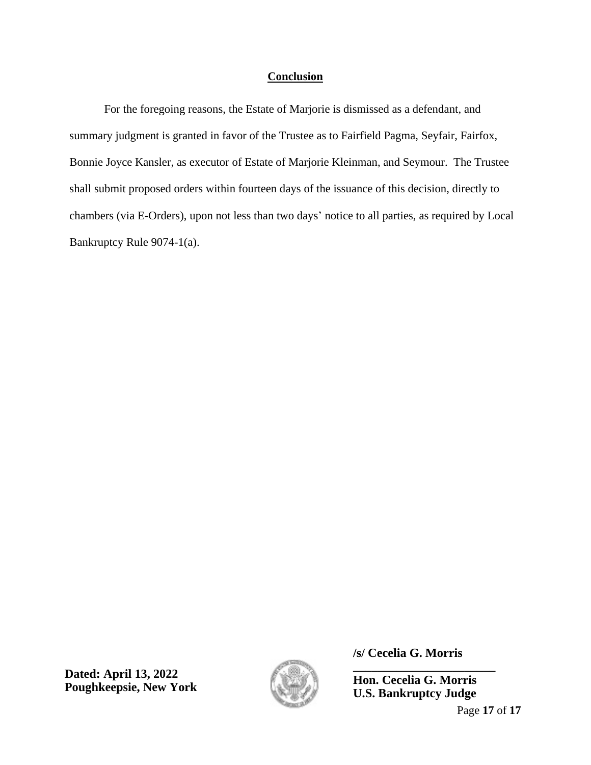## Conclusion

For the foregoing reasons, the Estate of Marjorie is dismissed as a defendant, and summary judgment is granted in favor of the Trustee as to Fairfield Pagma, Seyfair, Fairfox, Bonnie Joyce Kansler, as executor of Estate of Marjorie Kleinman, and Seymour. The Trustee shall submit proposed orders within fourteen days of the issuance of this decision, directly to chambers (via E-Orders), upon not less than two days' notice to all parties, as required by Local Bankruptcy Rule 9074-1(a).

**Dated: April 13, 2022**
**Poughkeepsie, New York**

**/s/ Cecelia G. Morris**
**_______________________**
**Hon. Cecelia G. Morris**
**U.S. Bankruptcy Judge**